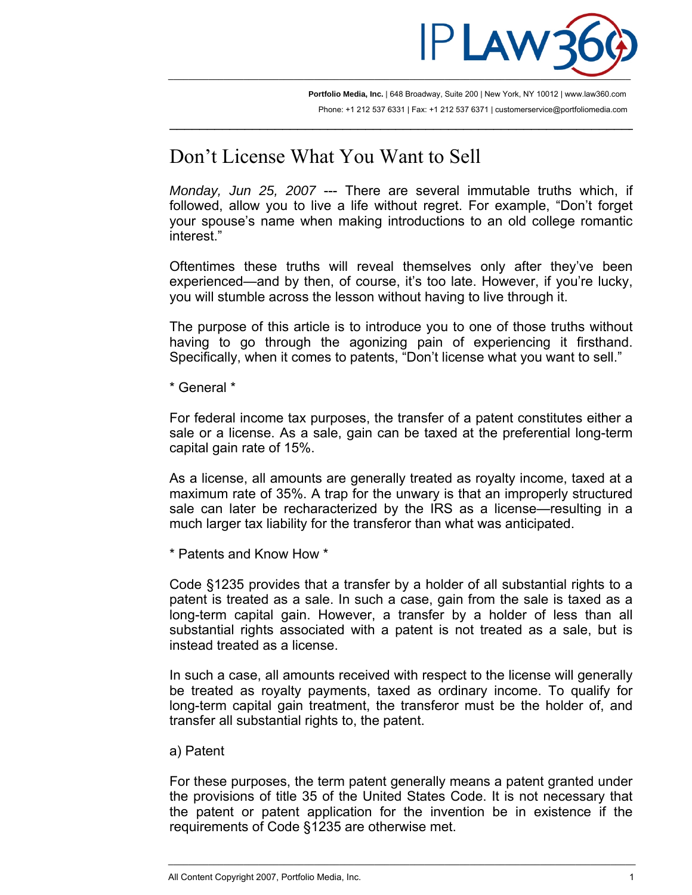Portfolio Media, Inc. | 648 Broadway, Suite 200 | New York, NY 10012 | www.law360.com
Phone: +1 212 537 6331 | Fax: +1 212 537 6371 | customerservice@portfoliomedia.com

# Don't License What You Want to Sell

*Monday, Jun 25, 2007* --- There are several immutable truths which, if followed, allow you to live a life without regret. For example, "Don't forget your spouse's name when making introductions to an old college romantic interest."

Oftentimes these truths will reveal themselves only after they've been experienced—and by then, of course, it's too late. However, if you're lucky, you will stumble across the lesson without having to live through it.

The purpose of this article is to introduce you to one of those truths without having to go through the agonizing pain of experiencing it firsthand. Specifically, when it comes to patents, "Don't license what you want to sell."

* General *

For federal income tax purposes, the transfer of a patent constitutes either a sale or a license. As a sale, gain can be taxed at the preferential long-term capital gain rate of 15%.

As a license, all amounts are generally treated as royalty income, taxed at a maximum rate of 35%. A trap for the unwary is that an improperly structured sale can later be recharacterized by the IRS as a license—resulting in a much larger tax liability for the transferor than what was anticipated.

* Patents and Know How *

Code §1235 provides that a transfer by a holder of all substantial rights to a patent is treated as a sale. In such a case, gain from the sale is taxed as a long-term capital gain. However, a transfer by a holder of less than all substantial rights associated with a patent is not treated as a sale, but is instead treated as a license.

In such a case, all amounts received with respect to the license will generally be treated as royalty payments, taxed as ordinary income. To qualify for long-term capital gain treatment, the transferor must be the holder of, and transfer all substantial rights to, the patent.

a) Patent

For these purposes, the term patent generally means a patent granted under the provisions of title 35 of the United States Code. It is not necessary that the patent or patent application for the invention be in existence if the requirements of Code §1235 are otherwise met.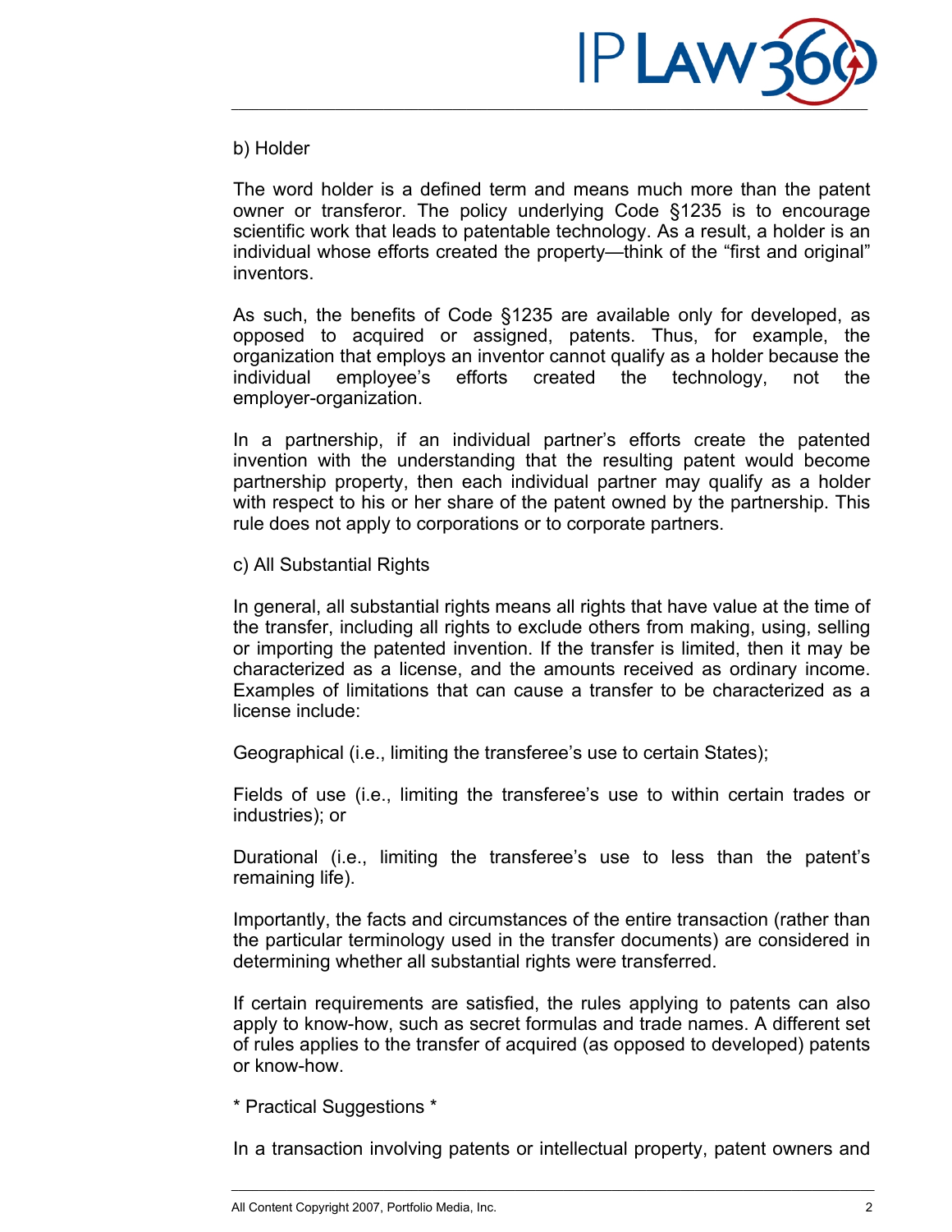b) Holder

The word holder is a defined term and means much more than the patent owner or transferor. The policy underlying Code §1235 is to encourage scientific work that leads to patentable technology. As a result, a holder is an individual whose efforts created the property—think of the "first and original" inventors.

As such, the benefits of Code §1235 are available only for developed, as opposed to acquired or assigned, patents. Thus, for example, the organization that employs an inventor cannot qualify as a holder because the individual employee's efforts created the technology, not the employer-organization.

In a partnership, if an individual partner's efforts create the patented invention with the understanding that the resulting patent would become partnership property, then each individual partner may qualify as a holder with respect to his or her share of the patent owned by the partnership. This rule does not apply to corporations or to corporate partners.

c) All Substantial Rights

In general, all substantial rights means all rights that have value at the time of the transfer, including all rights to exclude others from making, using, selling or importing the patented invention. If the transfer is limited, then it may be characterized as a license, and the amounts received as ordinary income. Examples of limitations that can cause a transfer to be characterized as a license include:

Geographical (i.e., limiting the transferee's use to certain States);

Fields of use (i.e., limiting the transferee's use to within certain trades or industries); or

Durational (i.e., limiting the transferee's use to less than the patent's remaining life).

Importantly, the facts and circumstances of the entire transaction (rather than the particular terminology used in the transfer documents) are considered in determining whether all substantial rights were transferred.

If certain requirements are satisfied, the rules applying to patents can also apply to know-how, such as secret formulas and trade names. A different set of rules applies to the transfer of acquired (as opposed to developed) patents or know-how.

* Practical Suggestions *

In a transaction involving patents or intellectual property, patent owners and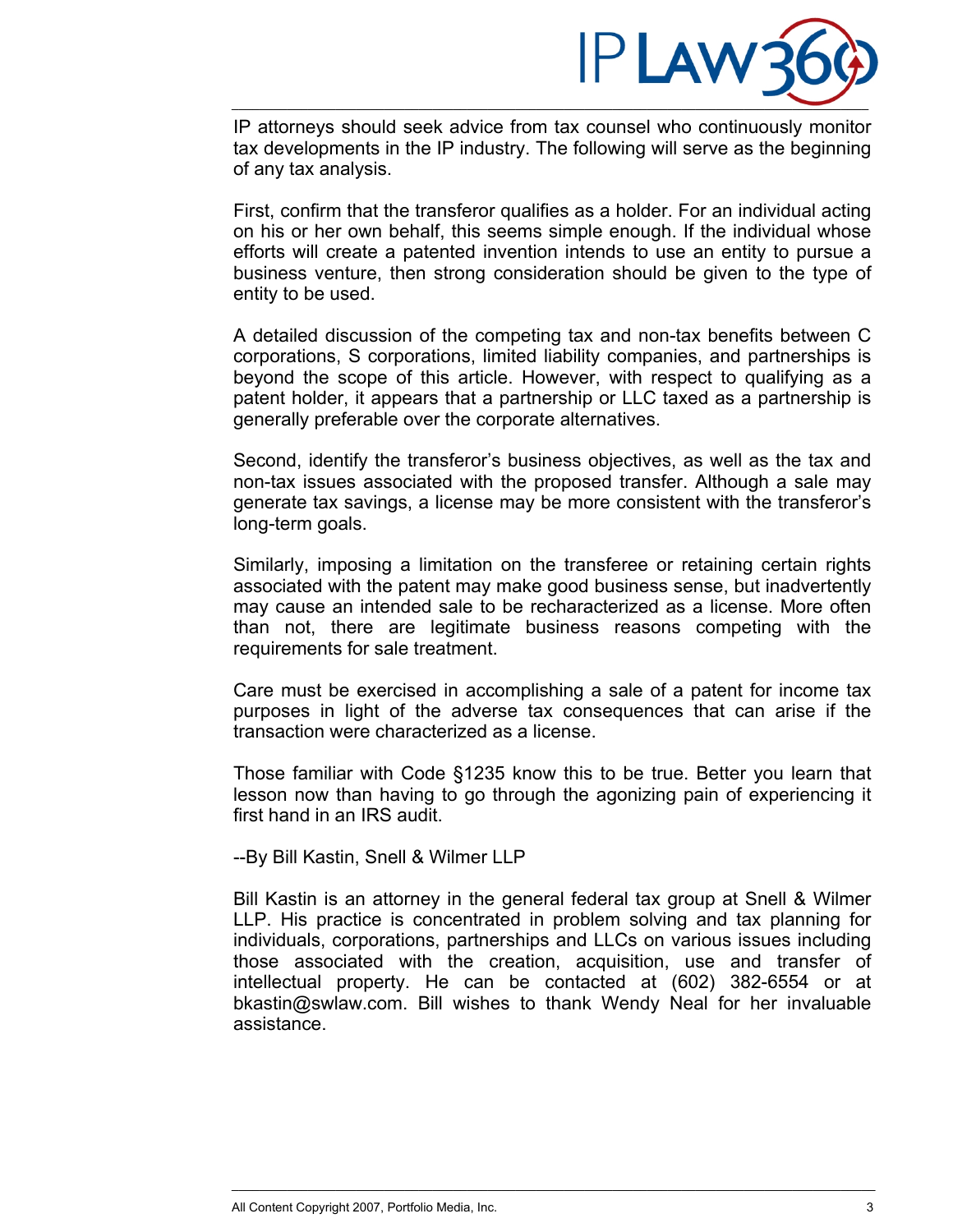IP attorneys should seek advice from tax counsel who continuously monitor tax developments in the IP industry. The following will serve as the beginning of any tax analysis.

First, confirm that the transferor qualifies as a holder. For an individual acting on his or her own behalf, this seems simple enough. If the individual whose efforts will create a patented invention intends to use an entity to pursue a business venture, then strong consideration should be given to the type of entity to be used.

A detailed discussion of the competing tax and non-tax benefits between C corporations, S corporations, limited liability companies, and partnerships is beyond the scope of this article. However, with respect to qualifying as a patent holder, it appears that a partnership or LLC taxed as a partnership is generally preferable over the corporate alternatives.

Second, identify the transferor's business objectives, as well as the tax and non-tax issues associated with the proposed transfer. Although a sale may generate tax savings, a license may be more consistent with the transferor's long-term goals.

Similarly, imposing a limitation on the transferee or retaining certain rights associated with the patent may make good business sense, but inadvertently may cause an intended sale to be recharacterized as a license. More often than not, there are legitimate business reasons competing with the requirements for sale treatment.

Care must be exercised in accomplishing a sale of a patent for income tax purposes in light of the adverse tax consequences that can arise if the transaction were characterized as a license.

Those familiar with Code §1235 know this to be true. Better you learn that lesson now than having to go through the agonizing pain of experiencing it first hand in an IRS audit.

--By Bill Kastin, Snell & Wilmer LLP

Bill Kastin is an attorney in the general federal tax group at Snell & Wilmer LLP. His practice is concentrated in problem solving and tax planning for individuals, corporations, partnerships and LLCs on various issues including those associated with the creation, acquisition, use and transfer of intellectual property. He can be contacted at (602) 382-6554 or at bkastin@swlaw.com. Bill wishes to thank Wendy Neal for her invaluable assistance.